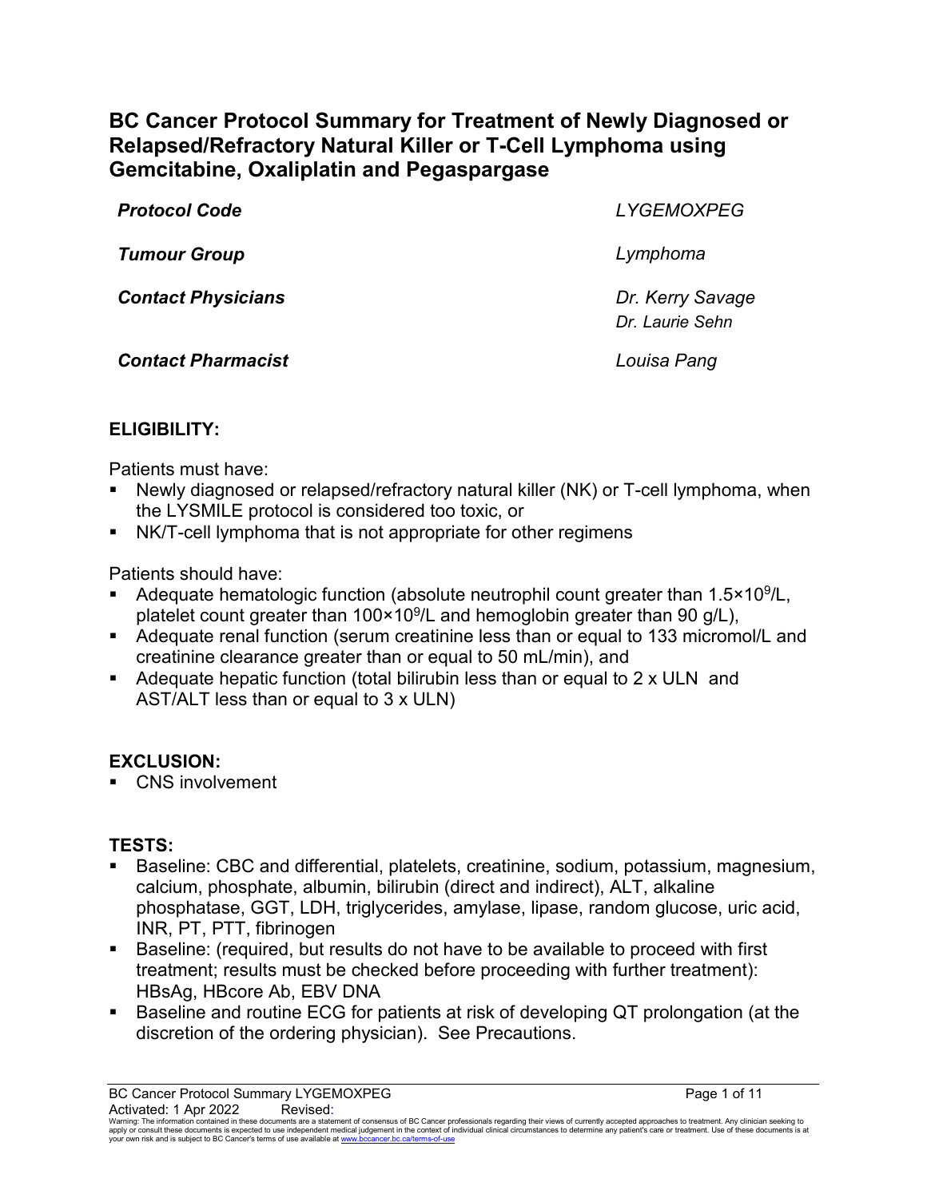# BC Cancer Protocol Summary for Treatment of Newly Diagnosed or Relapsed/Refractory Natural Killer or T-Cell Lymphoma using Gemcitabine, Oxaliplatin and Pegaspargase

| | |
|---|---|
| ***Protocol Code*** | *LYGEMOXPEG* |
| ***Tumour Group*** | *Lymphoma* |
| ***Contact Physicians*** | *Dr. Kerry Savage*<br>*Dr. Laurie Sehn* |
| ***Contact Pharmacist*** | *Louisa Pang* |

## ELIGIBILITY:

Patients must have:

- Newly diagnosed or relapsed/refractory natural killer (NK) or T-cell lymphoma, when the LYSMILE protocol is considered too toxic, or
- NK/T-cell lymphoma that is not appropriate for other regimens

Patients should have:

- Adequate hematologic function (absolute neutrophil count greater than $1.5 \times 10^9$/L, platelet count greater than $100 \times 10^9$/L and hemoglobin greater than 90 g/L),
- Adequate renal function (serum creatinine less than or equal to 133 micromol/L and creatinine clearance greater than or equal to 50 mL/min), and
- Adequate hepatic function (total bilirubin less than or equal to 2 x ULN and AST/ALT less than or equal to 3 x ULN)

## EXCLUSION:

- CNS involvement

## TESTS:

- Baseline: CBC and differential, platelets, creatinine, sodium, potassium, magnesium, calcium, phosphate, albumin, bilirubin (direct and indirect), ALT, alkaline phosphatase, GGT, LDH, triglycerides, amylase, lipase, random glucose, uric acid, INR, PT, PTT, fibrinogen
- Baseline: (required, but results do not have to be available to proceed with first treatment; results must be checked before proceeding with further treatment): HBsAg, HBcore Ab, EBV DNA
- Baseline and routine ECG for patients at risk of developing QT prolongation (at the discretion of the ordering physician). See Precautions.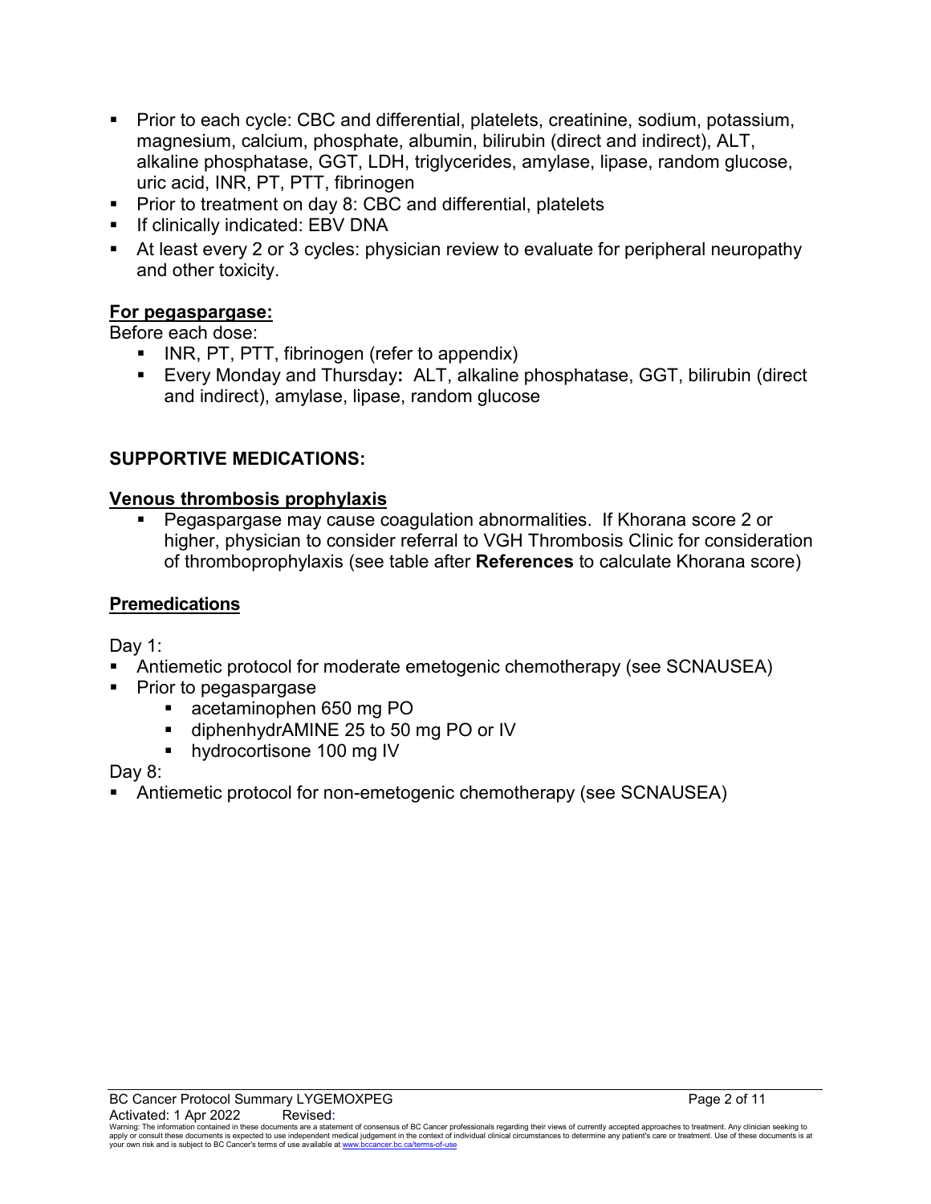- Prior to each cycle: CBC and differential, platelets, creatinine, sodium, potassium, magnesium, calcium, phosphate, albumin, bilirubin (direct and indirect), ALT, alkaline phosphatase, GGT, LDH, triglycerides, amylase, lipase, random glucose, uric acid, INR, PT, PTT, fibrinogen
- Prior to treatment on day 8: CBC and differential, platelets
- If clinically indicated: EBV DNA
- At least every 2 or 3 cycles: physician review to evaluate for peripheral neuropathy and other toxicity.

**For pegaspargase:**

Before each dose:

- INR, PT, PTT, fibrinogen (refer to appendix)
- Every Monday and Thursday**:** ALT, alkaline phosphatase, GGT, bilirubin (direct and indirect), amylase, lipase, random glucose

## SUPPORTIVE MEDICATIONS:

**Venous thrombosis prophylaxis**

- Pegaspargase may cause coagulation abnormalities. If Khorana score 2 or higher, physician to consider referral to VGH Thrombosis Clinic for consideration of thromboprophylaxis (see table after **References** to calculate Khorana score)

**Premedications**

Day 1:

- Antiemetic protocol for moderate emetogenic chemotherapy (see SCNAUSEA)
- Prior to pegaspargase
  - acetaminophen 650 mg PO
  - diphenhydrAMINE 25 to 50 mg PO or IV
  - hydrocortisone 100 mg IV

Day 8:

- Antiemetic protocol for non-emetogenic chemotherapy (see SCNAUSEA)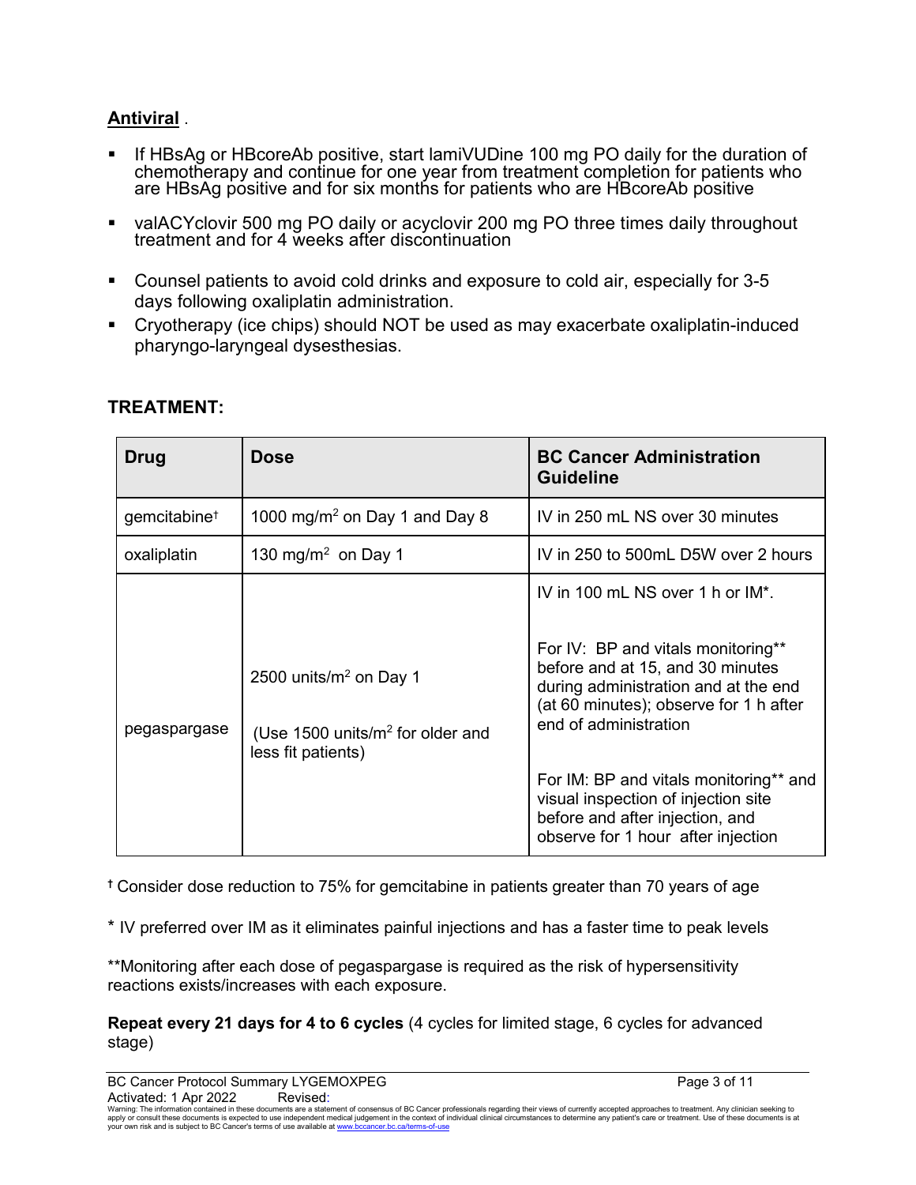**Antival** .

- If HBsAg or HBcoreAb positive, start lamiVUDine 100 mg PO daily for the duration of chemotherapy and continue for one year from treatment completion for patients who are HBsAg positive and for six months for patients who are HBcoreAb positive
- valACYclovir 500 mg PO daily or acyclovir 200 mg PO three times daily throughout treatment and for 4 weeks after discontinuation
- Counsel patients to avoid cold drinks and exposure to cold air, especially for 3-5 days following oxaliplatin administration.
- Cryotherapy (ice chips) should NOT be used as may exacerbate oxaliplatin-induced pharyngo-laryngeal dysesthesias.

## TREATMENT:

| Drug | Dose | BC Cancer Administration Guideline |
|---|---|---|
| gemcitabine† | 1000 mg/m² on Day 1 and Day 8 | IV in 250 mL NS over 30 minutes |
| oxaliplatin | 130 mg/m² on Day 1 | IV in 250 to 500mL D5W over 2 hours |
| pegaspargase | 2500 units/m² on Day 1<br><br>(Use 1500 units/m² for older and less fit patients) | IV in 100 mL NS over 1 h or IM*.<br><br>For IV: BP and vitals monitoring** before and at 15, and 30 minutes during administration and at the end (at 60 minutes); observe for 1 h after end of administration<br><br>For IM: BP and vitals monitoring** and visual inspection of injection site before and after injection, and observe for 1 hour after injection |

† Consider dose reduction to 75% for gemcitabine in patients greater than 70 years of age

* IV preferred over IM as it eliminates painful injections and has a faster time to peak levels

**Monitoring after each dose of pegaspargase is required as the risk of hypersensitivity reactions exists/increases with each exposure.

**Repeat every 21 days for 4 to 6 cycles** (4 cycles for limited stage, 6 cycles for advanced stage)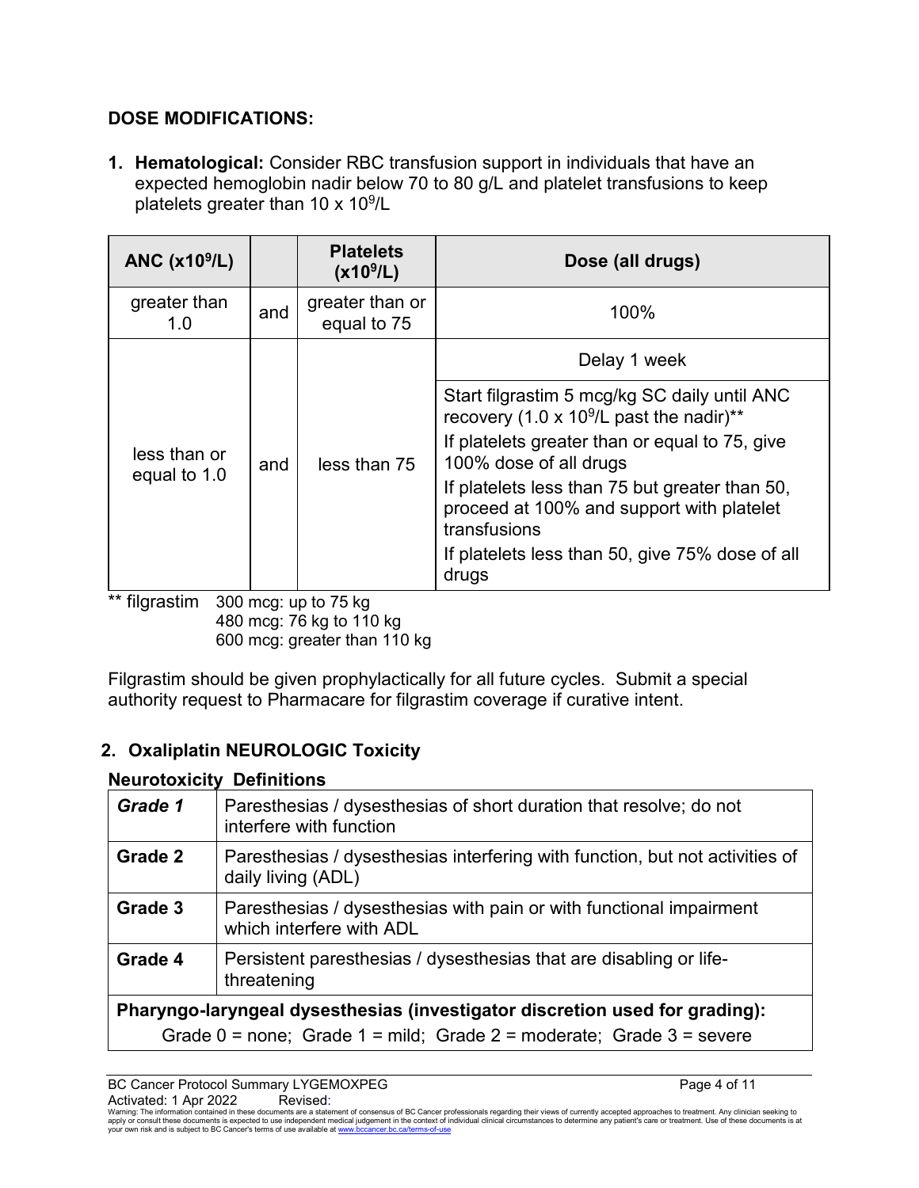## DOSE MODIFICATIONS:

1. **Hematological:** Consider RBC transfusion support in individuals that have an expected hemoglobin nadir below 70 to 80 g/L and platelet transfusions to keep platelets greater than 10 x $10^9$/L

| ANC (x$10^9$/L) | | Platelets (x$10^9$/L) | Dose (all drugs) |
|---|---|---|---|
| greater than 1.0 | and | greater than or equal to 75 | 100% |
| less than or equal to 1.0 | and | less than 75 | Delay 1 week |
| | | | Start filgrastim 5 mcg/kg SC daily until ANC recovery (1.0 x $10^9$/L past the nadir)** <br> If platelets greater than or equal to 75, give 100% dose of all drugs <br> If platelets less than 75 but greater than 50, proceed at 100% and support with platelet transfusions <br> If platelets less than 50, give 75% dose of all drugs |

** filgrastim 300 mcg: up to 75 kg
480 mcg: 76 kg to 110 kg
600 mcg: greater than 110 kg

Filgrastim should be given prophylactically for all future cycles. Submit a special authority request to Pharmacare for filgrastim coverage if curative intent.

2. **Oxaliplatin NEUROLOGIC Toxicity**

**Neurotoxicity Definitions**

| | |
|---|---|
| ***Grade 1*** | Paresthesias / dysesthesias of short duration that resolve; do not interfere with function |
| **Grade 2** | Paresthesias / dysesthesias interfering with function, but not activities of daily living (ADL) |
| **Grade 3** | Paresthesias / dysesthesias with pain or with functional impairment which interfere with ADL |
| **Grade 4** | Persistent paresthesias / dysesthesias that are disabling or life-threatening |
| **Pharyngo-laryngeal dysesthesias (investigator discretion used for grading):** Grade 0 = none; Grade 1 = mild; Grade 2 = moderate; Grade 3 = severe | |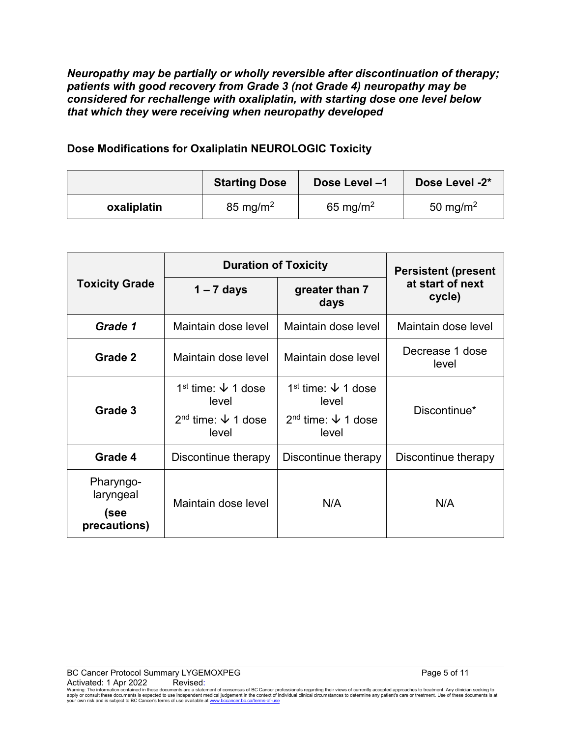***Neuropathy may be partially or wholly reversible after discontinuation of therapy; patients with good recovery from Grade 3 (not Grade 4) neuropathy may be considered for rechallenge with oxaliplatin, with starting dose one level below that which they were receiving when neuropathy developed***

**Dose Modifications for Oxaliplatin NEUROLOGIC Toxicity**

| | **Starting Dose** | **Dose Level –1** | **Dose Level -2*** |
|---|---|---|---|
| **oxaliplatin** | 85 mg/$m^2$ | 65 mg/$m^2$ | 50 mg/$m^2$ |

| **Toxicity Grade** | **Duration of Toxicity** | | **Persistent (present at start of next cycle)** |
|---|---|---|---|
| | **1 – 7 days** | **greater than 7 days** | |
| ***Grade 1*** | Maintain dose level | Maintain dose level | Maintain dose level |
| **Grade 2** | Maintain dose level | Maintain dose level | Decrease 1 dose level |
| **Grade 3** | 1st time: ↓ 1 dose level<br>2nd time: ↓ 1 dose level | 1st time: ↓ 1 dose level<br>2nd time: ↓ 1 dose level | Discontinue* |
| **Grade 4** | Discontinue therapy | Discontinue therapy | Discontinue therapy |
| Pharyngo-laryngeal **(see precautions)** | Maintain dose level | N/A | N/A |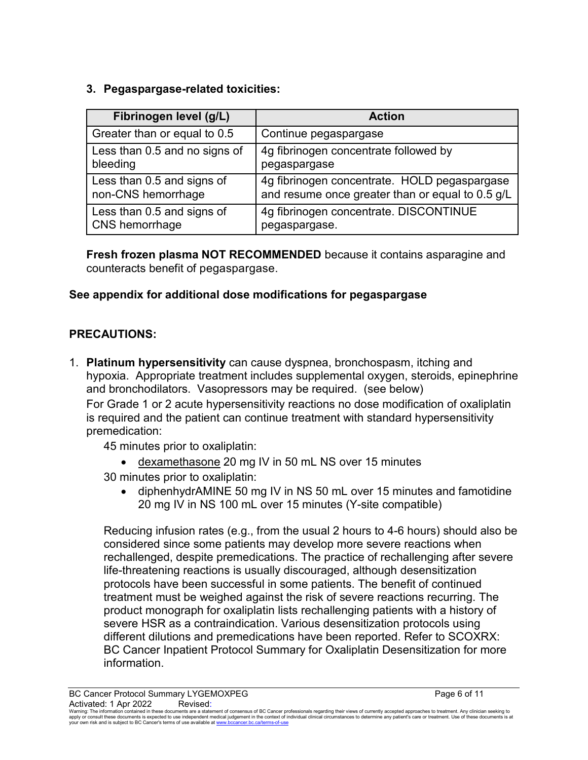### 3. Pegaspargase-related toxicities:

| Fibrinogen level (g/L) | Action |
|---|---|
| Greater than or equal to 0.5 | Continue pegaspargase |
| Less than 0.5 and no signs of bleeding | 4g fibrinogen concentrate followed by pegaspargase |
| Less than 0.5 and signs of non-CNS hemorrhage | 4g fibrinogen concentrate. HOLD pegaspargase and resume once greater than or equal to 0.5 g/L |
| Less than 0.5 and signs of CNS hemorrhage | 4g fibrinogen concentrate. DISCONTINUE pegaspargase. |

**Fresh frozen plasma NOT RECOMMENDED** because it contains asparagine and counteracts benefit of pegaspargase.

**See appendix for additional dose modifications for pegaspargase**

## PRECAUTIONS:

1. **Platinum hypersensitivity** can cause dyspnea, bronchospasm, itching and hypoxia. Appropriate treatment includes supplemental oxygen, steroids, epinephrine and bronchodilators. Vasopressors may be required. (see below)
   For Grade 1 or 2 acute hypersensitivity reactions no dose modification of oxaliplatin is required and the patient can continue treatment with standard hypersensitivity premedication:

   45 minutes prior to oxaliplatin:

   - dexamethasone 20 mg IV in 50 mL NS over 15 minutes

   30 minutes prior to oxaliplatin:

   - diphenhydrAMINE 50 mg IV in NS 50 mL over 15 minutes and famotidine 20 mg IV in NS 100 mL over 15 minutes (Y-site compatible)

   Reducing infusion rates (e.g., from the usual 2 hours to 4-6 hours) should also be considered since some patients may develop more severe reactions when rechallenged, despite premedications. The practice of rechallenging after severe life-threatening reactions is usually discouraged, although desensitization protocols have been successful in some patients. The benefit of continued treatment must be weighed against the risk of severe reactions recurring. The product monograph for oxaliplatin lists rechallenging patients with a history of severe HSR as a contraindication. Various desensitization protocols using different dilutions and premedications have been reported. Refer to SCOXRX: BC Cancer Inpatient Protocol Summary for Oxaliplatin Desensitization for more information.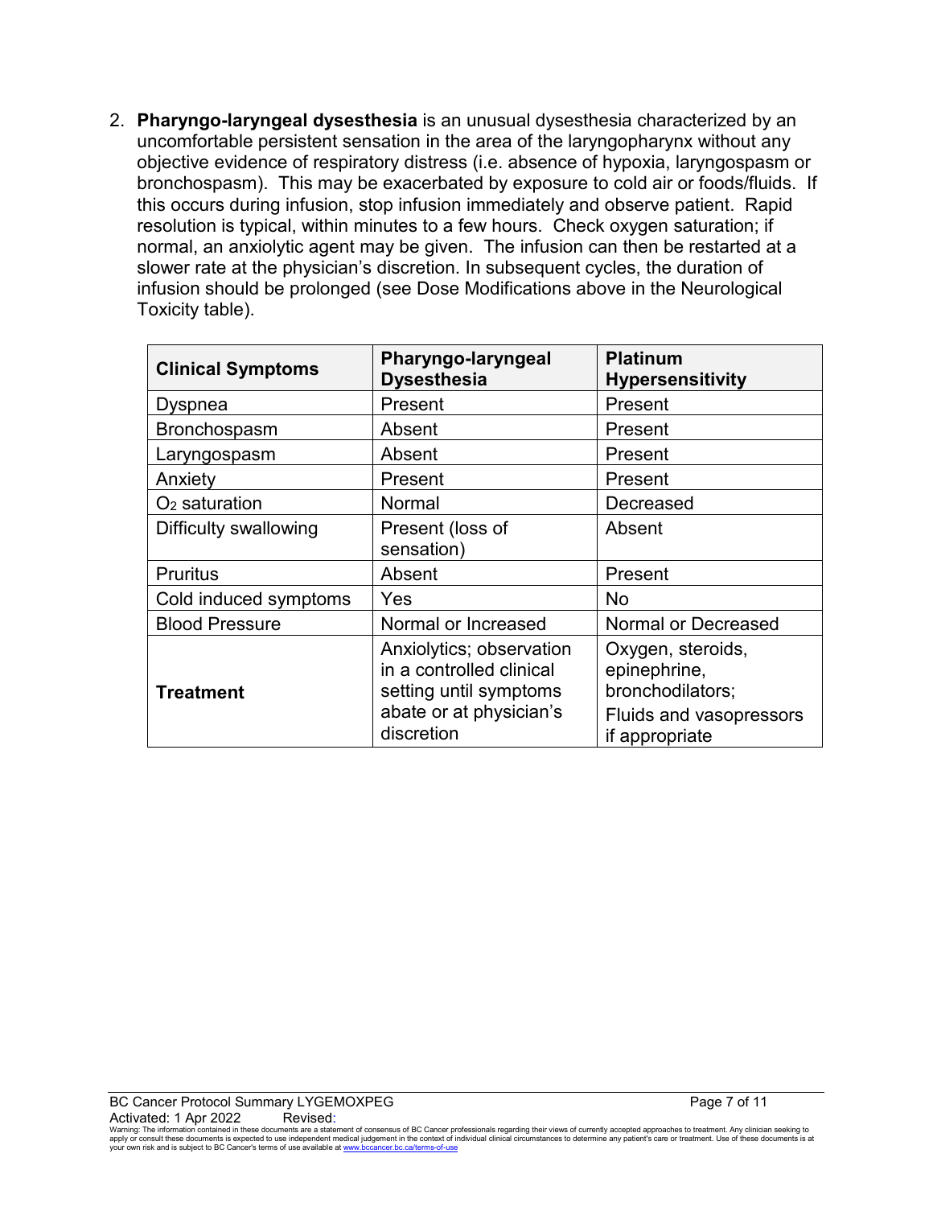2. **Pharyngo-laryngeal dysesthesia** is an unusual dysesthesia characterized by an uncomfortable persistent sensation in the area of the laryngopharynx without any objective evidence of respiratory distress (i.e. absence of hypoxia, laryngospasm or bronchospasm). This may be exacerbated by exposure to cold air or foods/fluids. If this occurs during infusion, stop infusion immediately and observe patient. Rapid resolution is typical, within minutes to a few hours. Check oxygen saturation; if normal, an anxiolytic agent may be given. The infusion can then be restarted at a slower rate at the physician's discretion. In subsequent cycles, the duration of infusion should be prolonged (see Dose Modifications above in the Neurological Toxicity table).

| **Clinical Symptoms** | **Pharyngo-laryngeal Dysesthesia** | **Platinum Hypersensitivity** |
|---|---|---|
| Dyspnea | Present | Present |
| Bronchospasm | Absent | Present |
| Laryngospasm | Absent | Present |
| Anxiety | Present | Present |
| $O_2$ saturation | Normal | Decreased |
| Difficulty swallowing | Present (loss of sensation) | Absent |
| Pruritus | Absent | Present |
| Cold induced symptoms | Yes | No |
| Blood Pressure | Normal or Increased | Normal or Decreased |
| **Treatment** | Anxiolytics; observation in a controlled clinical setting until symptoms abate or at physician's discretion | Oxygen, steroids, epinephrine, bronchodilators; Fluids and vasopressors if appropriate |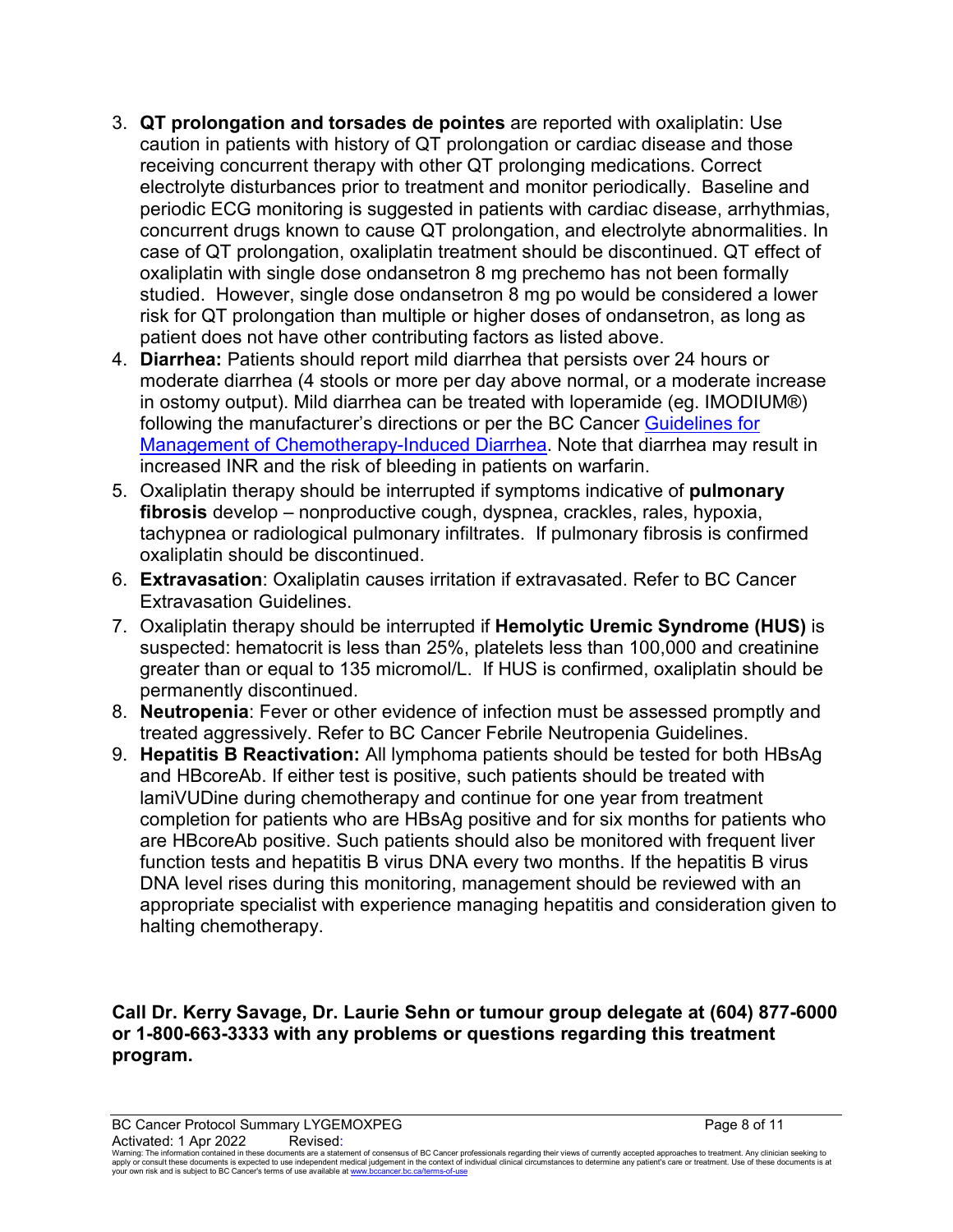3. **QT prolongation and torsades de pointes** are reported with oxaliplatin: Use caution in patients with history of QT prolongation or cardiac disease and those receiving concurrent therapy with other QT prolonging medications. Correct electrolyte disturbances prior to treatment and monitor periodically. Baseline and periodic ECG monitoring is suggested in patients with cardiac disease, arrhythmias, concurrent drugs known to cause QT prolongation, and electrolyte abnormalities. In case of QT prolongation, oxaliplatin treatment should be discontinued. QT effect of oxaliplatin with single dose ondansetron 8 mg prechemo has not been formally studied. However, single dose ondansetron 8 mg po would be considered a lower risk for QT prolongation than multiple or higher doses of ondansetron, as long as patient does not have other contributing factors as listed above.
4. **Diarrhea:** Patients should report mild diarrhea that persists over 24 hours or moderate diarrhea (4 stools or more per day above normal, or a moderate increase in ostomy output). Mild diarrhea can be treated with loperamide (eg. IMODIUM®) following the manufacturer's directions or per the BC Cancer Guidelines for Management of Chemotherapy-Induced Diarrhea. Note that diarrhea may result in increased INR and the risk of bleeding in patients on warfarin.
5. Oxaliplatin therapy should be interrupted if symptoms indicative of **pulmonary fibrosis** develop – nonproductive cough, dyspnea, crackles, rales, hypoxia, tachypnea or radiological pulmonary infiltrates. If pulmonary fibrosis is confirmed oxaliplatin should be discontinued.
6. **Extravasation**: Oxaliplatin causes irritation if extravasated. Refer to BC Cancer Extravasation Guidelines.
7. Oxaliplatin therapy should be interrupted if **Hemolytic Uremic Syndrome (HUS)** is suspected: hematocrit is less than 25%, platelets less than 100,000 and creatinine greater than or equal to 135 micromol/L. If HUS is confirmed, oxaliplatin should be permanently discontinued.
8. **Neutropenia**: Fever or other evidence of infection must be assessed promptly and treated aggressively. Refer to BC Cancer Febrile Neutropenia Guidelines.
9. **Hepatitis B Reactivation:** All lymphoma patients should be tested for both HBsAg and HBcoreAb. If either test is positive, such patients should be treated with lamiVUDine during chemotherapy and continue for one year from treatment completion for patients who are HBsAg positive and for six months for patients who are HBcoreAb positive. Such patients should also be monitored with frequent liver function tests and hepatitis B virus DNA every two months. If the hepatitis B virus DNA level rises during this monitoring, management should be reviewed with an appropriate specialist with experience managing hepatitis and consideration given to halting chemotherapy.

**Call Dr. Kerry Savage, Dr. Laurie Sehn or tumour group delegate at (604) 877-6000 or 1-800-663-3333 with any problems or questions regarding this treatment program.**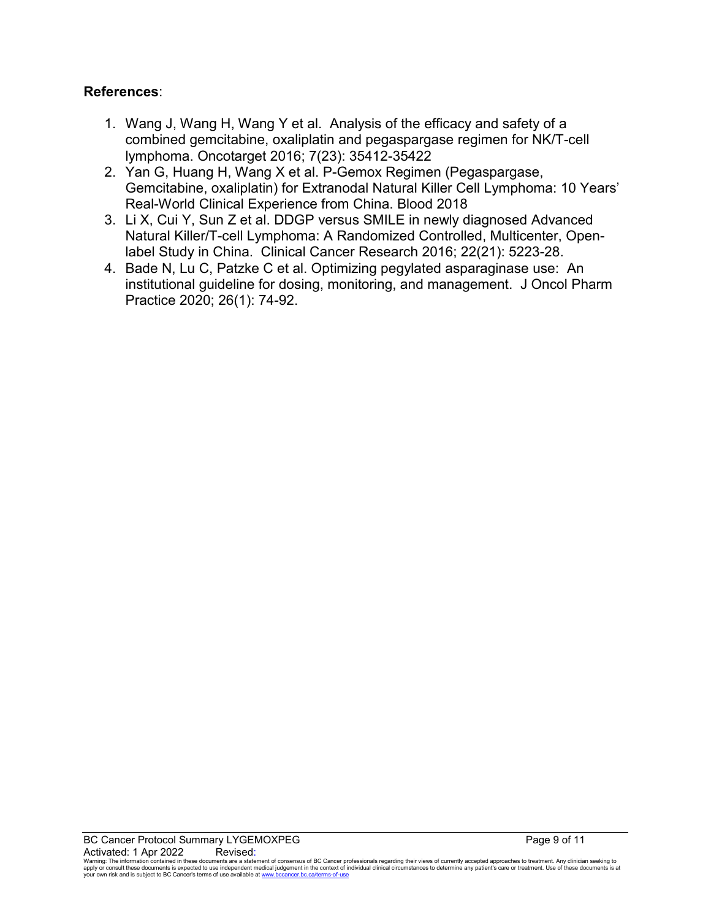**References**:

1. Wang J, Wang H, Wang Y et al. Analysis of the efficacy and safety of a combined gemcitabine, oxaliplatin and pegaspargase regimen for NK/T-cell lymphoma. Oncotarget 2016; 7(23): 35412-35422
2. Yan G, Huang H, Wang X et al. P-Gemox Regimen (Pegaspargase, Gemcitabine, oxaliplatin) for Extranodal Natural Killer Cell Lymphoma: 10 Years' Real-World Clinical Experience from China. Blood 2018
3. Li X, Cui Y, Sun Z et al. DDGP versus SMILE in newly diagnosed Advanced Natural Killer/T-cell Lymphoma: A Randomized Controlled, Multicenter, Open-label Study in China. Clinical Cancer Research 2016; 22(21): 5223-28.
4. Bade N, Lu C, Patzke C et al. Optimizing pegylated asparaginase use: An institutional guideline for dosing, monitoring, and management. J Oncol Pharm Practice 2020; 26(1): 74-92.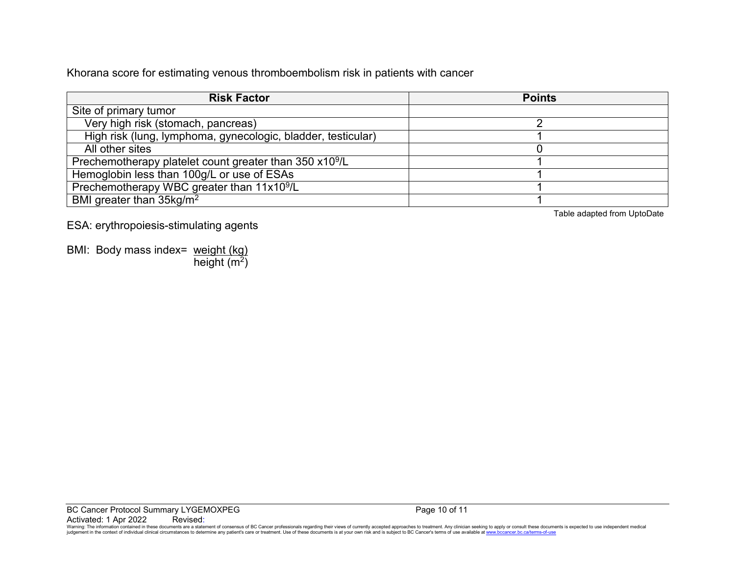Khorana score for estimating venous thromboembolism risk in patients with cancer

| Risk Factor | Points |
|---|---|
| Site of primary tumor | |
| Very high risk (stomach, pancreas) | 2 |
| High risk (lung, lymphoma, gynecologic, bladder, testicular) | 1 |
| All other sites | 0 |
| Prechemotherapy platelet count greater than 350 $x10^9$/L | 1 |
| Hemoglobin less than 100g/L or use of ESAs | 1 |
| Prechemotherapy WBC greater than $11x10^9$/L | 1 |
| BMI greater than 35kg/$m^2$ | 1 |

Table adapted from UptoDate

ESA: erythropoiesis-stimulating agents

BMI: Body mass index= $\frac{\text{weight (kg)}}{\text{height (m}^2\text{)}}$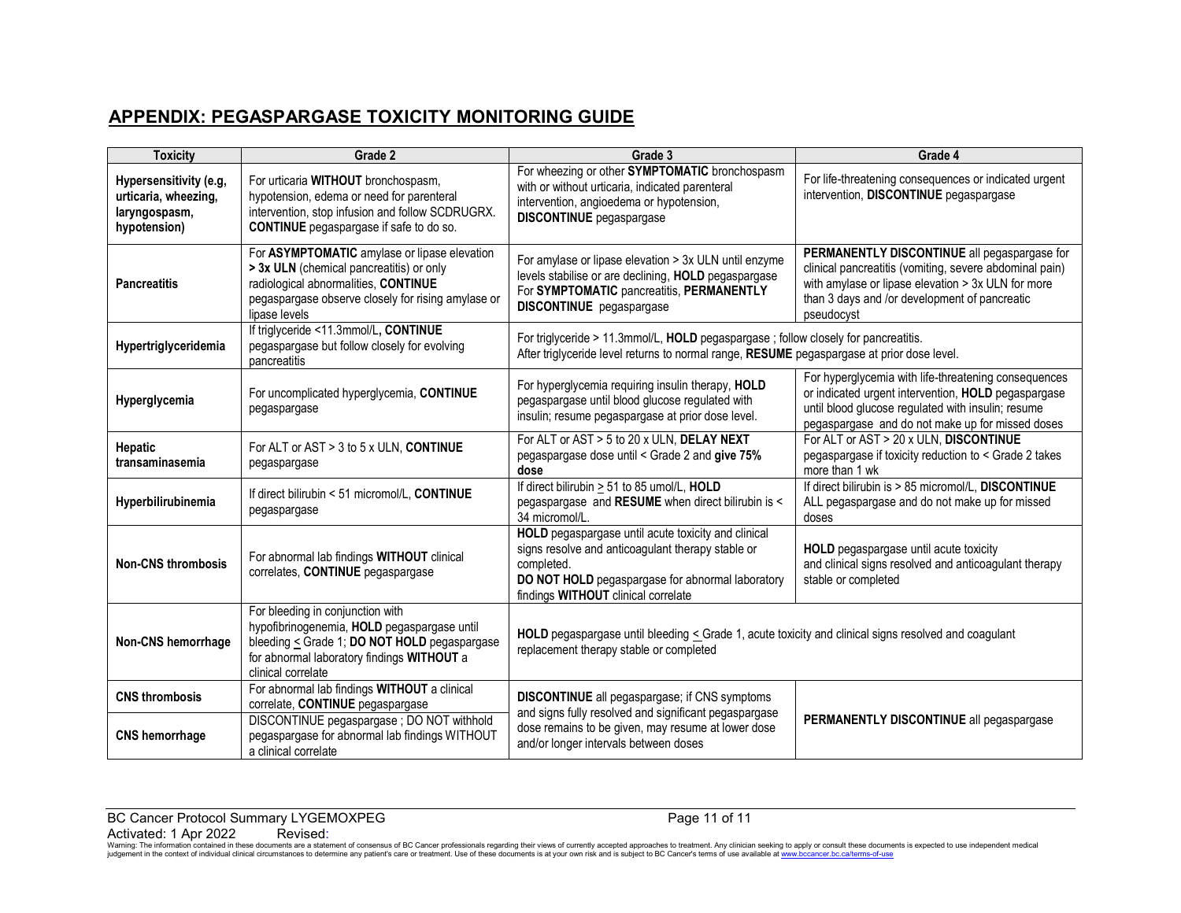## APPENDIX: PEGASPARGASE TOXICITY MONITORING GUIDE

| Toxicity | Grade 2 | Grade 3 | Grade 4 |
|---|---|---|---|
| **Hypersensitivity (e.g, urticaria, wheezing, laryngospasm, hypotension)** | For urticaria **WITHOUT** bronchospasm, hypotension, edema or need for parenteral intervention, stop infusion and follow SCDRUGRX. **CONTINUE** pegaspargase if safe to do so. | For wheezing or other **SYMPTOMATIC** bronchospasm with or without urticaria, indicated parenteral intervention, angioedema or hypotension, **DISCONTINUE** pegaspargase | For life-threatening consequences or indicated urgent intervention, **DISCONTINUE** pegaspargase |
| **Pancreatitis** | For **ASYMPTOMATIC** amylase or lipase elevation **> 3x ULN** (chemical pancreatitis) or only radiological abnormalities, **CONTINUE** pegaspargase observe closely for rising amylase or lipase levels | For amylase or lipase elevation > 3x ULN until enzyme levels stabilise or are declining, **HOLD** pegaspargase<br>For **SYMPTOMATIC** pancreatitis, **PERMANENTLY DISCONTINUE** pegaspargase | **PERMANENTLY DISCONTINUE** all pegaspargase for clinical pancreatitis (vomiting, severe abdominal pain) with amylase or lipase elevation > 3x ULN for more than 3 days and /or development of pancreatic pseudocyst |
| **Hypertriglyceridemia** | If triglyceride <11.3mmol/L**, CONTINUE** pegaspargase but follow closely for evolving pancreatitis | For triglyceride > 11.3mmol/L, **HOLD** pegaspargase ; follow closely for pancreatitis.<br>After triglyceride level returns to normal range, **RESUME** pegaspargase at prior dose level. | |
| **Hyperglycemia** | For uncomplicated hyperglycemia, **CONTINUE** pegaspargase | For hyperglycemia requiring insulin therapy, **HOLD** pegaspargase until blood glucose regulated with insulin; resume pegaspargase at prior dose level. | For hyperglycemia with life-threatening consequences or indicated urgent intervention, **HOLD** pegaspargase until blood glucose regulated with insulin; resume pegaspargase and do not make up for missed doses |
| **Hepatic transaminasemia** | For ALT or AST > 3 to 5 x ULN, **CONTINUE** pegaspargase | For ALT or AST > 5 to 20 x ULN, **DELAY NEXT** pegaspargase dose until < Grade 2 and **give 75% dose** | For ALT or AST > 20 x ULN, **DISCONTINUE** pegaspargase if toxicity reduction to < Grade 2 takes more than 1 wk |
| **Hyperbilirubinemia** | If direct bilirubin < 51 micromol/L, **CONTINUE** pegaspargase | If direct bilirubin ≥ 51 to 85 umol/L, **HOLD** pegaspargase and **RESUME** when direct bilirubin is < 34 micromol/L. | If direct bilirubin is > 85 micromol/L, **DISCONTINUE** ALL pegaspargase and do not make up for missed doses |
| **Non-CNS thrombosis** | For abnormal lab findings **WITHOUT** clinical correlates, **CONTINUE** pegaspargase | **HOLD** pegaspargase until acute toxicity and clinical signs resolve and anticoagulant therapy stable or completed.<br>**DO NOT HOLD** pegaspargase for abnormal laboratory findings **WITHOUT** clinical correlate | **HOLD** pegaspargase until acute toxicity and clinical signs resolved and anticoagulant therapy stable or completed |
| **Non-CNS hemorrhage** | For bleeding in conjunction with hypofibrinogenemia, **HOLD** pegaspargase until bleeding ≤ Grade 1; **DO NOT HOLD** pegaspargase for abnormal laboratory findings **WITHOUT** a clinical correlate | **HOLD** pegaspargase until bleeding ≤ Grade 1, acute toxicity and clinical signs resolved and coagulant replacement therapy stable or completed | |
| **CNS thrombosis** | For abnormal lab findings **WITHOUT** a clinical correlate, **CONTINUE** pegaspargase | **DISCONTINUE** all pegaspargase; if CNS symptoms and signs fully resolved and significant pegaspargase dose remains to be given, may resume at lower dose and/or longer intervals between doses | **PERMANENTLY DISCONTINUE** all pegaspargase |
| **CNS hemorrhage** | DISCONTINUE pegaspargase ; DO NOT withhold pegaspargase for abnormal lab findings WITHOUT a clinical correlate | | |